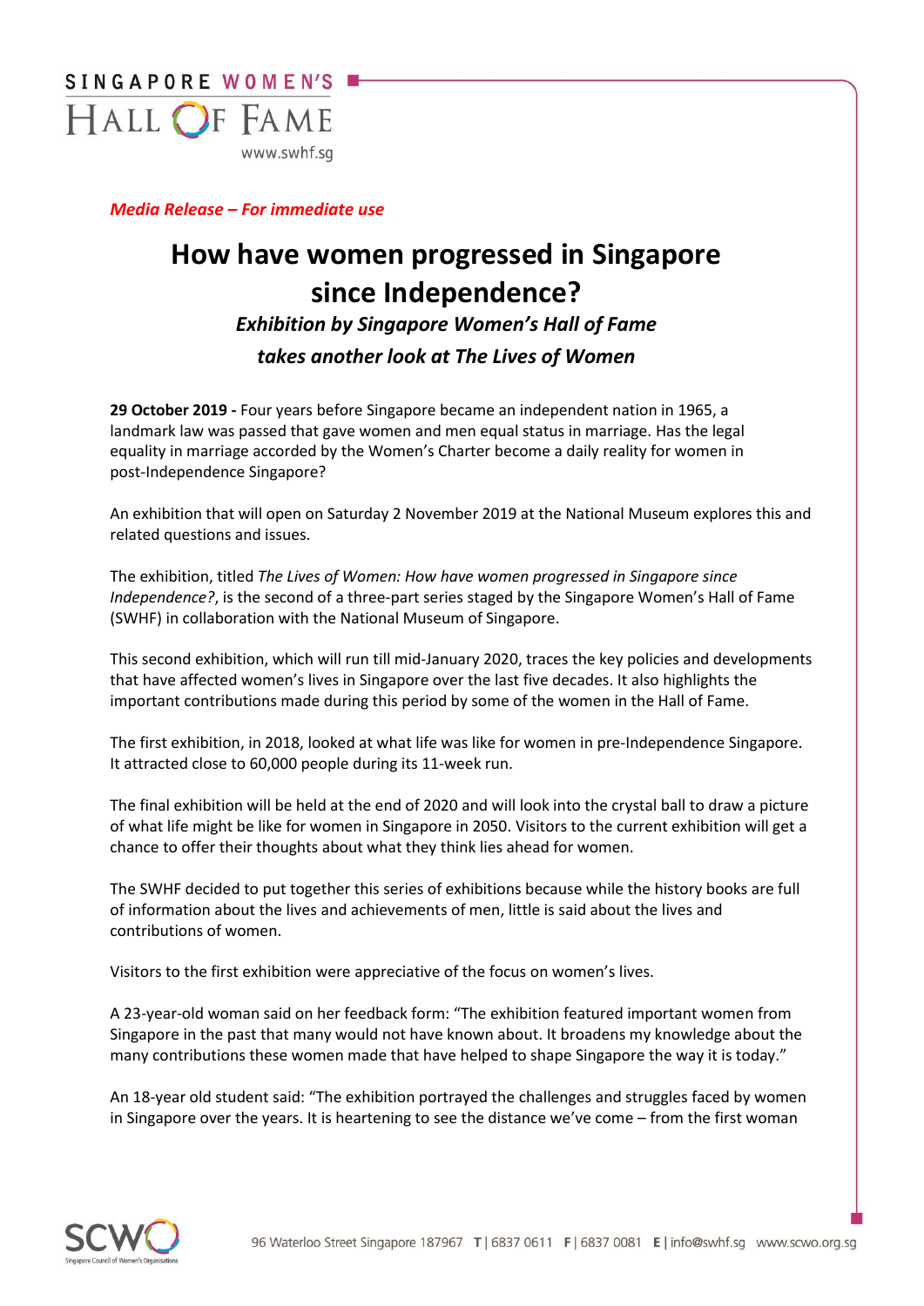*Media Release – For immediate use*

# How have women progressed in Singapore since Independence?

### *Exhibition by Singapore Women's Hall of Fame takes another look at The Lives of Women*

**29 October 2019 -** Four years before Singapore became an independent nation in 1965, a landmark law was passed that gave women and men equal status in marriage. Has the legal equality in marriage accorded by the Women's Charter become a daily reality for women in post-Independence Singapore?

An exhibition that will open on Saturday 2 November 2019 at the National Museum explores this and related questions and issues.

The exhibition, titled *The Lives of Women: How have women progressed in Singapore since Independence?*, is the second of a three-part series staged by the Singapore Women's Hall of Fame (SWHF) in collaboration with the National Museum of Singapore.

This second exhibition, which will run till mid-January 2020, traces the key policies and developments that have affected women's lives in Singapore over the last five decades. It also highlights the important contributions made during this period by some of the women in the Hall of Fame.

The first exhibition, in 2018, looked at what life was like for women in pre-Independence Singapore. It attracted close to 60,000 people during its 11-week run.

The final exhibition will be held at the end of 2020 and will look into the crystal ball to draw a picture of what life might be like for women in Singapore in 2050. Visitors to the current exhibition will get a chance to offer their thoughts about what they think lies ahead for women.

The SWHF decided to put together this series of exhibitions because while the history books are full of information about the lives and achievements of men, little is said about the lives and contributions of women.

Visitors to the first exhibition were appreciative of the focus on women's lives.

A 23-year-old woman said on her feedback form: "The exhibition featured important women from Singapore in the past that many would not have known about. It broadens my knowledge about the many contributions these women made that have helped to shape Singapore the way it is today."

An 18-year old student said: "The exhibition portrayed the challenges and struggles faced by women in Singapore over the years. It is heartening to see the distance we've come – from the first woman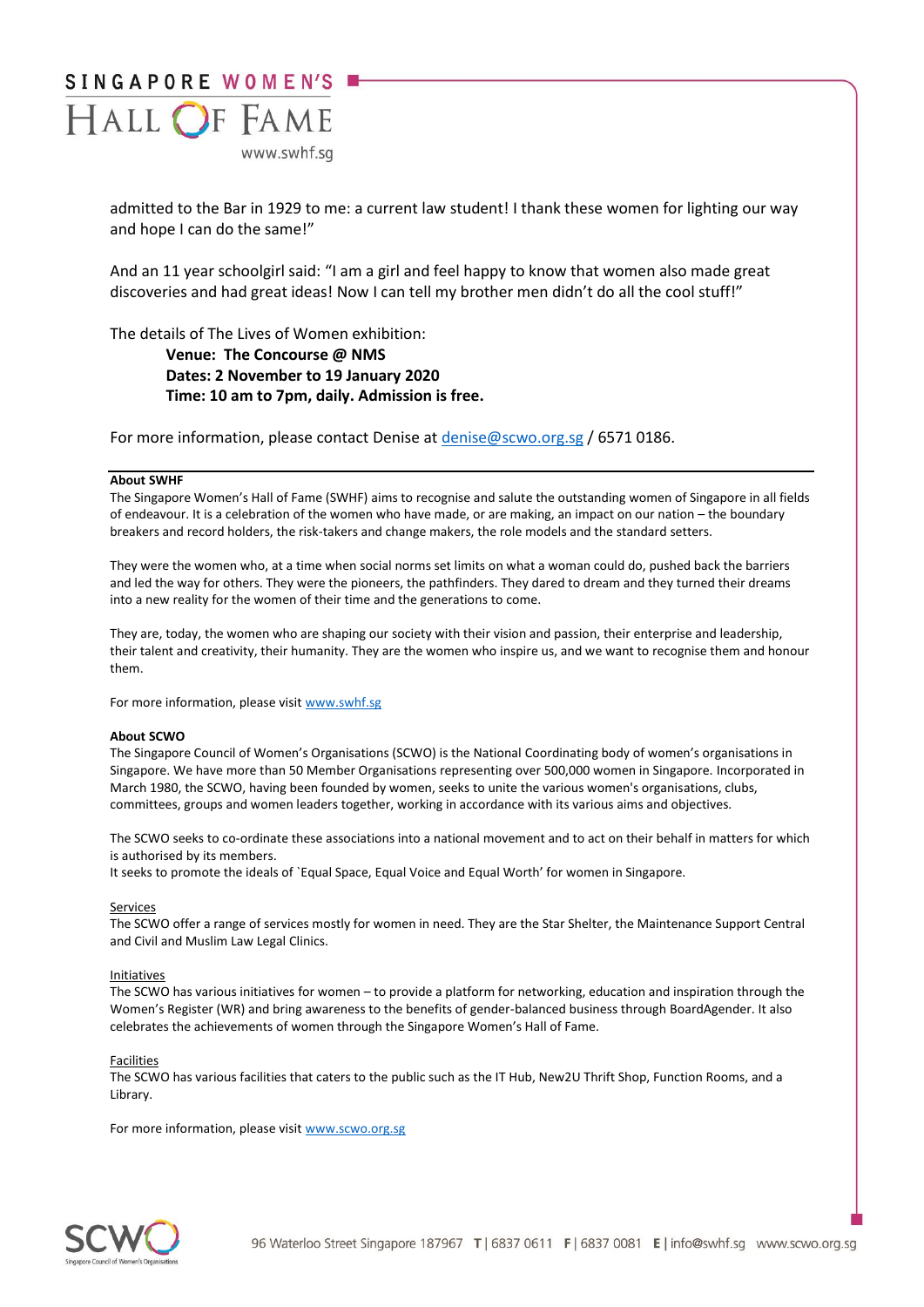admitted to the Bar in 1929 to me: a current law student! I thank these women for lighting our way and hope I can do the same!"

And an 11 year schoolgirl said: "I am a girl and feel happy to know that women also made great discoveries and had great ideas! Now I can tell my brother men didn't do all the cool stuff!"

The details of The Lives of Women exhibition:

**Venue: The Concourse @ NMS**
**Dates: 2 November to 19 January 2020**
**Time: 10 am to 7pm, daily. Admission is free.**

For more information, please contact Denise at denise@scwo.org.sg / 6571 0186.

---

**About SWHF**

The Singapore Women's Hall of Fame (SWHF) aims to recognise and salute the outstanding women of Singapore in all fields of endeavour. It is a celebration of the women who have made, or are making, an impact on our nation – the boundary breakers and record holders, the risk-takers and change makers, the role models and the standard setters.

They were the women who, at a time when social norms set limits on what a woman could do, pushed back the barriers and led the way for others. They were the pioneers, the pathfinders. They dared to dream and they turned their dreams into a new reality for the women of their time and the generations to come.

They are, today, the women who are shaping our society with their vision and passion, their enterprise and leadership, their talent and creativity, their humanity. They are the women who inspire us, and we want to recognise them and honour them.

For more information, please visit www.swhf.sg

**About SCWO**

The Singapore Council of Women's Organisations (SCWO) is the National Coordinating body of women's organisations in Singapore. We have more than 50 Member Organisations representing over 500,000 women in Singapore. Incorporated in March 1980, the SCWO, having been founded by women, seeks to unite the various women's organisations, clubs, committees, groups and women leaders together, working in accordance with its various aims and objectives.

The SCWO seeks to co-ordinate these associations into a national movement and to act on their behalf in matters for which is authorised by its members.
It seeks to promote the ideals of `Equal Space, Equal Voice and Equal Worth' for women in Singapore.

Services

The SCWO offer a range of services mostly for women in need. They are the Star Shelter, the Maintenance Support Central and Civil and Muslim Law Legal Clinics.

Initiatives

The SCWO has various initiatives for women – to provide a platform for networking, education and inspiration through the Women's Register (WR) and bring awareness to the benefits of gender-balanced business through BoardAgender. It also celebrates the achievements of women through the Singapore Women's Hall of Fame.

Facilities

The SCWO has various facilities that caters to the public such as the IT Hub, New2U Thrift Shop, Function Rooms, and a Library.

For more information, please visit www.scwo.org.sg